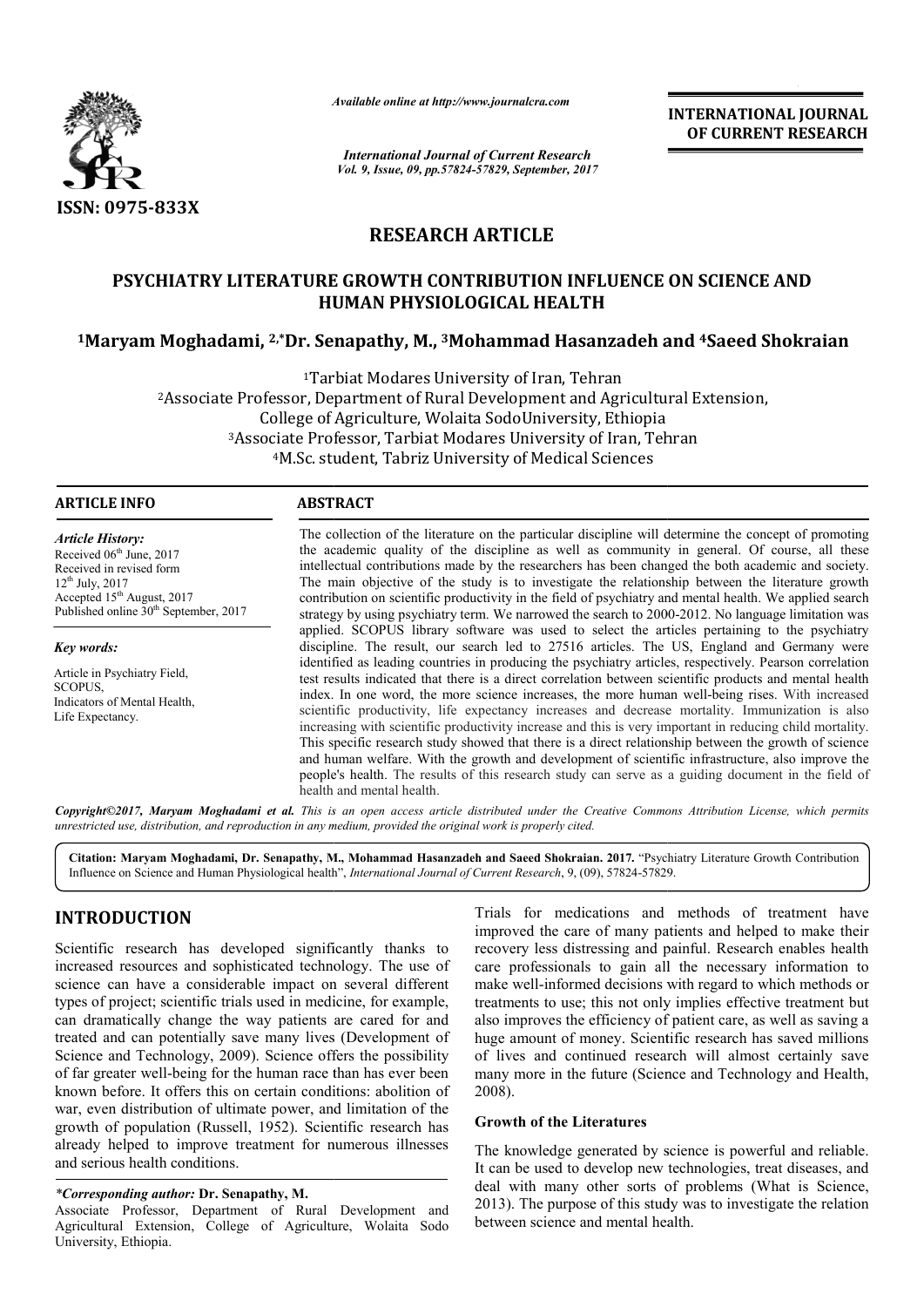*Available online at http://www.journalcra.com*

*International Journal of Current Research*
*Vol. 9, Issue, 09, pp.57824-57829, September, 2017*

**INTERNATIONAL JOURNAL OF CURRENT RESEARCH**

**ISSN: 0975-833X**

## RESEARCH ARTICLE

# PSYCHIATRY LITERATURE GROWTH CONTRIBUTION INFLUENCE ON SCIENCE AND HUMAN PHYSIOLOGICAL HEALTH

**[1]Maryam Moghadami, [2,*]Dr. Senapathy, M., [3]Mohammad Hasanzadeh and [4]Saeed Shokraian**

[1]Tarbiat Modares University of Iran, Tehran
[2]Associate Professor, Department of Rural Development and Agricultural Extension, College of Agriculture, Wolaita SodoUniversity, Ethiopia
[3]Associate Professor, Tarbiat Modares University of Iran, Tehran
[4]M.Sc. student, Tabriz University of Medical Sciences

**ARTICLE INFO**

*Article History:*
Received 06th June, 2017
Received in revised form 12th July, 2017
Accepted 15th August, 2017
Published online 30th September, 2017

*Key words:*
Article in Psychiatry Field,
SCOPUS,
Indicators of Mental Health,
Life Expectancy.

**ABSTRACT**

The collection of the literature on the particular discipline will determine the concept of promoting the academic quality of the discipline as well as community in general. Of course, all these intellectual contributions made by the researchers has been changed the both academic and society. The main objective of the study is to investigate the relationship between the literature growth contribution on scientific productivity in the field of psychiatry and mental health. We applied search strategy by using psychiatry term. We narrowed the search to 2000-2012. No language limitation was applied. SCOPUS library software was used to select the articles pertaining to the psychiatry discipline. The result, our search led to 27516 articles. The US, England and Germany were identified as leading countries in producing the psychiatry articles, respectively. Pearson correlation test results indicated that there is a direct correlation between scientific products and mental health index. In one word, the more science increases, the more human well-being rises. With increased scientific productivity, life expectancy increases and decrease mortality. Immunization is also increasing with scientific productivity increase and this is very important in reducing child mortality. This specific research study showed that there is a direct relationship between the growth of science and human welfare. With the growth and development of scientific infrastructure, also improve the people's health. The results of this research study can serve as a guiding document in the field of health and mental health.

*Copyright©2017, Maryam Moghadami et al. This is an open access article distributed under the Creative Commons Attribution License, which permits unrestricted use, distribution, and reproduction in any medium, provided the original work is properly cited.*

**Citation: Maryam Moghadami, Dr. Senapathy, M., Mohammad Hasanzadeh and Saeed Shokraian. 2017.** "Psychiatry Literature Growth Contribution Influence on Science and Human Physiological health", *International Journal of Current Research*, 9, (09), 57824-57829.

## INTRODUCTION

Scientific research has developed significantly thanks to increased resources and sophisticated technology. The use of science can have a considerable impact on several different types of project; scientific trials used in medicine, for example, can dramatically change the way patients are cared for and treated and can potentially save many lives (Development of Science and Technology, 2009). Science offers the possibility of far greater well-being for the human race than has ever been known before. It offers this on certain conditions: abolition of war, even distribution of ultimate power, and limitation of the growth of population (Russell, 1952). Scientific research has already helped to improve treatment for numerous illnesses and serious health conditions.

*\*Corresponding author:* **Dr. Senapathy, M.**
Associate Professor, Department of Rural Development and Agricultural Extension, College of Agriculture, Wolaita Sodo University, Ethiopia.

Trials for medications and methods of treatment have improved the care of many patients and helped to make their recovery less distressing and painful. Research enables health care professionals to gain all the necessary information to make well-informed decisions with regard to which methods or treatments to use; this not only implies effective treatment but also improves the efficiency of patient care, as well as saving a huge amount of money. Scientific research has saved millions of lives and continued research will almost certainly save many more in the future (Science and Technology and Health, 2008).

### Growth of the Literatures

The knowledge generated by science is powerful and reliable. It can be used to develop new technologies, treat diseases, and deal with many other sorts of problems (What is Science, 2013). The purpose of this study was to investigate the relation between science and mental health.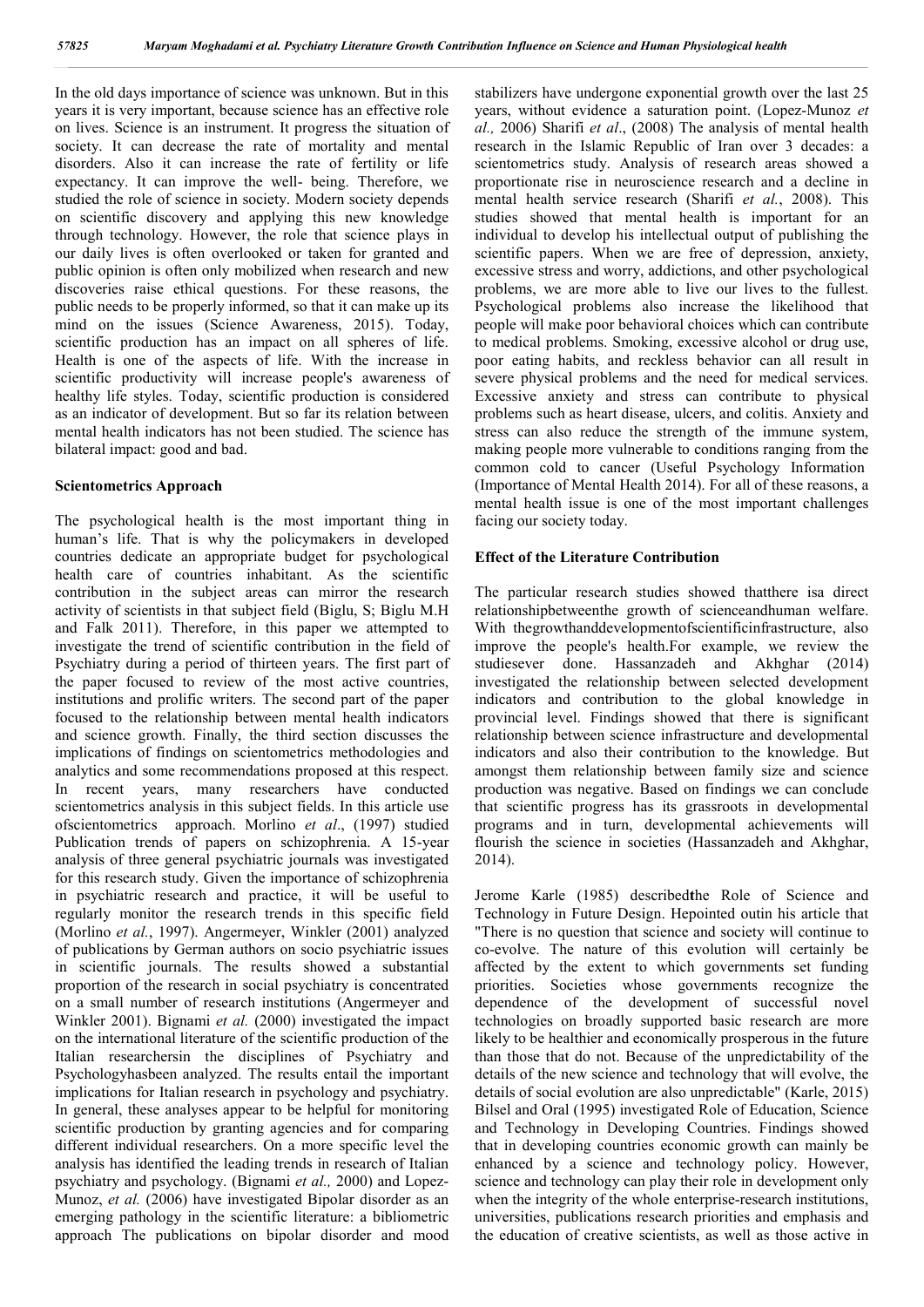In the old days importance of science was unknown. But in this years it is very important, because science has an effective role on lives. Science is an instrument. It progress the situation of society. It can decrease the rate of mortality and mental disorders. Also it can increase the rate of fertility or life expectancy. It can improve the well- being. Therefore, we studied the role of science in society. Modern society depends on scientific discovery and applying this new knowledge through technology. However, the role that science plays in our daily lives is often overlooked or taken for granted and public opinion is often only mobilized when research and new discoveries raise ethical questions. For these reasons, the public needs to be properly informed, so that it can make up its mind on the issues (Science Awareness, 2015). Today, scientific production has an impact on all spheres of life. Health is one of the aspects of life. With the increase in scientific productivity will increase people's awareness of healthy life styles. Today, scientific production is considered as an indicator of development. But so far its relation between mental health indicators has not been studied. The science has bilateral impact: good and bad.

## Scientometrics Approach

The psychological health is the most important thing in human's life. That is why the policymakers in developed countries dedicate an appropriate budget for psychological health care of countries inhabitant. As the scientific contribution in the subject areas can mirror the research activity of scientists in that subject field (Biglu, S; Biglu M.H and Falk 2011). Therefore, in this paper we attempted to investigate the trend of scientific contribution in the field of Psychiatry during a period of thirteen years. The first part of the paper focused to review of the most active countries, institutions and prolific writers. The second part of the paper focused to the relationship between mental health indicators and science growth. Finally, the third section discusses the implications of findings on scientometrics methodologies and analytics and some recommendations proposed at this respect. In recent years, many researchers have conducted scientometrics analysis in this subject fields. In this article use ofscientometrics approach. Morlino *et al*., (1997) studied Publication trends of papers on schizophrenia. A 15-year analysis of three general psychiatric journals was investigated for this research study. Given the importance of schizophrenia in psychiatric research and practice, it will be useful to regularly monitor the research trends in this specific field (Morlino *et al.*, 1997). Angermeyer, Winkler (2001) analyzed of publications by German authors on socio psychiatric issues in scientific journals. The results showed a substantial proportion of the research in social psychiatry is concentrated on a small number of research institutions (Angermeyer and Winkler 2001). Bignami *et al.* (2000) investigated the impact on the international literature of the scientific production of the Italian researchersin the disciplines of Psychiatry and Psychologyhasbeen analyzed. The results entail the important implications for Italian research in psychology and psychiatry. In general, these analyses appear to be helpful for monitoring scientific production by granting agencies and for comparing different individual researchers. On a more specific level the analysis has identified the leading trends in research of Italian psychiatry and psychology. (Bignami *et al.,* 2000) and Lopez-Munoz, *et al.* (2006) have investigated Bipolar disorder as an emerging pathology in the scientific literature: a bibliometric approach The publications on bipolar disorder and mood stabilizers have undergone exponential growth over the last 25 years, without evidence a saturation point. (Lopez-Munoz *et al.,* 2006) Sharifi *et al*., (2008) The analysis of mental health research in the Islamic Republic of Iran over 3 decades: a scientometrics study. Analysis of research areas showed a proportionate rise in neuroscience research and a decline in mental health service research (Sharifi *et al.*, 2008). This studies showed that mental health is important for an individual to develop his intellectual output of publishing the scientific papers. When we are free of depression, anxiety, excessive stress and worry, addictions, and other psychological problems, we are more able to live our lives to the fullest. Psychological problems also increase the likelihood that people will make poor behavioral choices which can contribute to medical problems. Smoking, excessive alcohol or drug use, poor eating habits, and reckless behavior can all result in severe physical problems and the need for medical services. Excessive anxiety and stress can contribute to physical problems such as heart disease, ulcers, and colitis. Anxiety and stress can also reduce the strength of the immune system, making people more vulnerable to conditions ranging from the common cold to cancer (Useful Psychology Information (Importance of Mental Health 2014). For all of these reasons, a mental health issue is one of the most important challenges facing our society today.

## Effect of the Literature Contribution

The particular research studies showed thatthere isa direct relationshipbetweenthe growth of scienceandhuman welfare. With thegrowthanddevelopmentofscientificinfrastructure, also improve the people's health.For example, we review the studiesever done. Hassanzadeh and Akhghar (2014) investigated the relationship between selected development indicators and contribution to the global knowledge in provincial level. Findings showed that there is significant relationship between science infrastructure and developmental indicators and also their contribution to the knowledge. But amongst them relationship between family size and science production was negative. Based on findings we can conclude that scientific progress has its grassroots in developmental programs and in turn, developmental achievements will flourish the science in societies (Hassanzadeh and Akhghar, 2014).

Jerome Karle (1985) describedthe Role of Science and Technology in Future Design. Hepointed outin his article that "There is no question that science and society will continue to co-evolve. The nature of this evolution will certainly be affected by the extent to which governments set funding priorities. Societies whose governments recognize the dependence of the development of successful novel technologies on broadly supported basic research are more likely to be healthier and economically prosperous in the future than those that do not. Because of the unpredictability of the details of the new science and technology that will evolve, the details of social evolution are also unpredictable" (Karle, 2015) Bilsel and Oral (1995) investigated Role of Education, Science and Technology in Developing Countries. Findings showed that in developing countries economic growth can mainly be enhanced by a science and technology policy. However, science and technology can play their role in development only when the integrity of the whole enterprise-research institutions, universities, publications research priorities and emphasis and the education of creative scientists, as well as those active in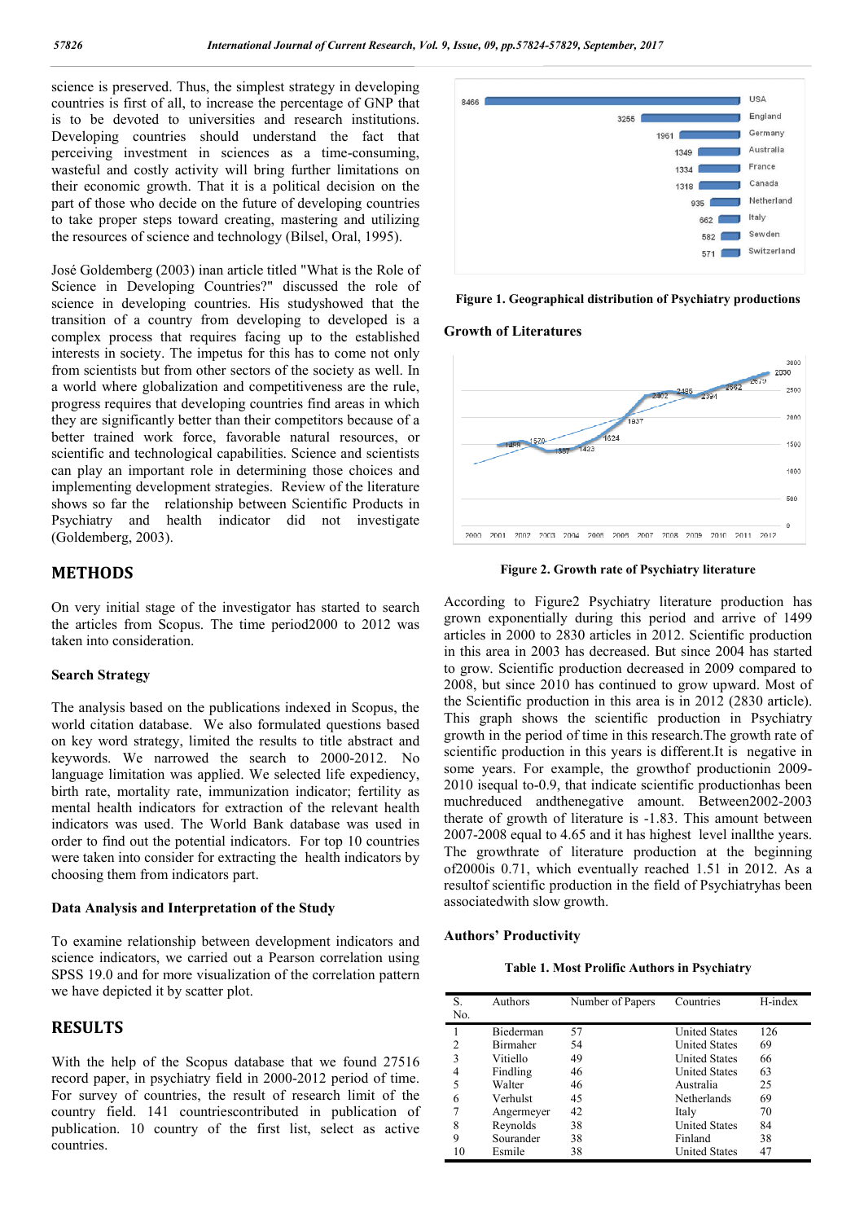science is preserved. Thus, the simplest strategy in developing countries is first of all, to increase the percentage of GNP that is to be devoted to universities and research institutions. Developing countries should understand the fact that perceiving investment in sciences as a time-consuming, wasteful and costly activity will bring further limitations on their economic growth. That it is a political decision on the part of those who decide on the future of developing countries to take proper steps toward creating, mastering and utilizing the resources of science and technology (Bilsel, Oral, 1995).

José Goldemberg (2003) inan article titled "What is the Role of Science in Developing Countries?" discussed the role of science in developing countries. His studyshowed that the transition of a country from developing to developed is a complex process that requires facing up to the established interests in society. The impetus for this has to come not only from scientists but from other sectors of the society as well. In a world where globalization and competitiveness are the rule, progress requires that developing countries find areas in which they are significantly better than their competitors because of a better trained work force, favorable natural resources, or scientific and technological capabilities. Science and scientists can play an important role in determining those choices and implementing development strategies. Review of the literature shows so far the relationship between Scientific Products in Psychiatry and health indicator did not investigate (Goldemberg, 2003).

## METHODS

On very initial stage of the investigator has started to search the articles from Scopus. The time period2000 to 2012 was taken into consideration.

### Search Strategy

The analysis based on the publications indexed in Scopus, the world citation database. We also formulated questions based on key word strategy, limited the results to title abstract and keywords. We narrowed the search to 2000-2012. No language limitation was applied. We selected life expediency, birth rate, mortality rate, immunization indicator; fertility as mental health indicators for extraction of the relevant health indicators was used. The World Bank database was used in order to find out the potential indicators. For top 10 countries were taken into consider for extracting the health indicators by choosing them from indicators part.

### Data Analysis and Interpretation of the Study

To examine relationship between development indicators and science indicators, we carried out a Pearson correlation using SPSS 19.0 and for more visualization of the correlation pattern we have depicted it by scatter plot.

## RESULTS

With the help of the Scopus database that we found 27516 record paper, in psychiatry field in 2000-2012 period of time. For survey of countries, the result of research limit of the country field. 141 countriescontributed in publication of publication. 10 country of the first list, select as active countries.

| Country | Papers |
|---|---|
| USA | 8466 |
| England | 3255 |
| Germany | 1961 |
| Australia | 1349 |
| France | 1334 |
| Canada | 1318 |
| Netherland | 935 |
| Italy | 662 |
| Sewden | 582 |
| Switzerland | 571 |

**Figure 1. Geographical distribution of Psychiatry productions**

### Growth of Literatures

| Year | 2000 | 2001 | 2002 | 2003 | 2004 | 2005 | 2006 | 2007 | 2008 | 2009 | 2010 | 2011 | 2012 |
|---|---|---|---|---|---|---|---|---|---|---|---|---|---|
| Papers | 1499 | 1570 | 1557 | 1423 | 1624 | 1937 | 2402 | 2495 | 2394 | 2562 | 2679 | 2830 | |

**Figure 2. Growth rate of Psychiatry literature**

According to Figure2 Psychiatry literature production has grown exponentially during this period and arrive of 1499 articles in 2000 to 2830 articles in 2012. Scientific production in this area in 2003 has decreased. But since 2004 has started to grow. Scientific production decreased in 2009 compared to 2008, but since 2010 has continued to grow upward. Most of the Scientific production in this area is in 2012 (2830 article). This graph shows the scientific production in Psychiatry growth in the period of time in this research.The growth rate of scientific production in this years is different.It is negative in some years. For example, the growthof productionin 2009-2010 isequal to-0.9, that indicate scientific productionhas been muchreduced andthenegative amount. Between2002-2003 therate of growth of literature is -1.83. This amount between 2007-2008 equal to 4.65 and it has highest level inallthe years. The growthrate of literature production at the beginning of2000is 0.71, which eventually reached 1.51 in 2012. As a resultof scientific production in the field of Psychiatryhas been associatedwith slow growth.

### Authors' Productivity

**Table 1. Most Prolific Authors in Psychiatry**

| S. No. | Authors | Number of Papers | Countries | H-index |
|---|---|---|---|---|
| 1 | Biederman | 57 | United States | 126 |
| 2 | Birmaher | 54 | United States | 69 |
| 3 | Vitiello | 49 | United States | 66 |
| 4 | Findling | 46 | United States | 63 |
| 5 | Walter | 46 | Australia | 25 |
| 6 | Verhulst | 45 | Netherlands | 69 |
| 7 | Angermeyer | 42 | Italy | 70 |
| 8 | Reynolds | 38 | United States | 84 |
| 9 | Sourander | 38 | Finland | 38 |
| 10 | Esmile | 38 | United States | 47 |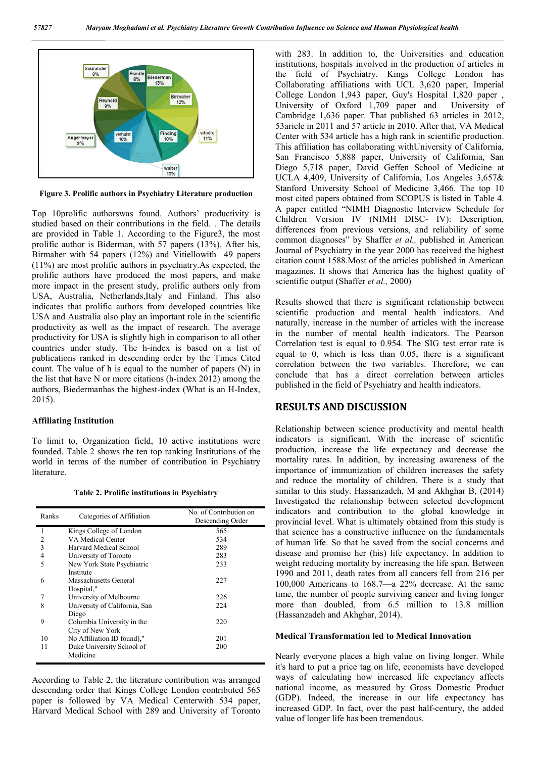Figure 3. Prolific authors in Psychiatry Literature production

Top 10prolific authorswas found. Authors' productivity is studied based on their contributions in the field. . The details are provided in Table 1. According to the Figure3, the most prolific author is Biderman, with 57 papers (13%). After his, Birmaher with 54 papers (12%) and Vitiellowith 49 papers (11%) are most prolific authors in psychiatry.As expected, the prolific authors have produced the most papers, and make more impact in the present study, prolific authors only from USA, Australia, Netherlands,Italy and Finland. This also indicates that prolific authors from developed countries like USA and Australia also play an important role in the scientific productivity as well as the impact of research. The average productivity for USA is slightly high in comparison to all other countries under study. The h-index is based on a list of publications ranked in descending order by the Times Cited count. The value of h is equal to the number of papers (N) in the list that have N or more citations (h-index 2012) among the authors, Biedermanhas the highest-index (What is an H-Index, 2015).

### Affiliating Institution

To limit to, Organization field, 10 active institutions were founded. Table 2 shows the ten top ranking Institutions of the world in terms of the number of contribution in Psychiatry literature.

**Table 2. Prolific institutions in Psychiatry**

| Ranks | Categories of Affiliation | No. of Contribution on Descending Order |
|---|---|---|
| 1 | Kings College of London | 565 |
| 2 | VA Medical Center | 534 |
| 3 | Harvard Medical School | 289 |
| 4 | University of Toronto | 283 |
| 5 | New York State Psychiatric Institute | 233 |
| 6 | Massachusetts General Hospital," | 227 |
| 7 | University of Melbourne | 226 |
| 8 | University of California, San Diego | 224 |
| 9 | Columbia University in the City of New York | 220 |
| 10 | No Affiliation ID found]," | 201 |
| 11 | Duke University School of Medicine | 200 |

According to Table 2, the literature contribution was arranged descending order that Kings College London contributed 565 paper is followed by VA Medical Centerwith 534 paper, Harvard Medical School with 289 and University of Toronto with 283. In addition to, the Universities and education institutions, hospitals involved in the production of articles in the field of Psychiatry. Kings College London has Collaborating affiliations with UCL 3,620 paper, Imperial College London 1,943 paper, Guy's Hospital 1,820 paper , University of Oxford 1,709 paper and University of Cambridge 1,636 paper. That published 63 articles in 2012, 53aricle in 2011 and 57 article in 2010. After that, VA Medical Center with 534 article has a high rank in scientific production. This affiliation has collaborating withUniversity of California, San Francisco 5,888 paper, University of California, San Diego 5,718 paper, David Geffen School of Medicine at UCLA 4,409, University of California, Los Angeles 3,657& Stanford University School of Medicine 3,466. The top 10 most cited papers obtained from SCOPUS is listed in Table 4. A paper entitled "NIMH Diagnostic Interview Schedule for Children Version IV (NIMH DISC- IV): Description, differences from previous versions, and reliability of some common diagnoses" by Shaffer *et al.,* published in American Journal of Psychiatry in the year 2000 has received the highest citation count 1588.Most of the articles published in American magazines. It shows that America has the highest quality of scientific output (Shaffer *et al.,* 2000)

Results showed that there is significant relationship between scientific production and mental health indicators. And naturally, increase in the number of articles with the increase in the number of mental health indicators. The Pearson Correlation test is equal to 0.954. The SIG test error rate is equal to 0, which is less than 0.05, there is a significant correlation between the two variables. Therefore, we can conclude that has a direct correlation between articles published in the field of Psychiatry and health indicators.

## RESULTS AND DISCUSSION

Relationship between science productivity and mental health indicators is significant. With the increase of scientific production, increase the life expectancy and decrease the mortality rates. In addition, by increasing awareness of the importance of immunization of children increases the safety and reduce the mortality of children. There is a study that similar to this study. Hassanzadeh, M and Akhghar B, (2014) Investigated the relationship between selected development indicators and contribution to the global knowledge in provincial level. What is ultimately obtained from this study is that science has a constructive influence on the fundamentals of human life. So that he saved from the social concerns and disease and promise her (his) life expectancy. In addition to weight reducing mortality by increasing the life span. Between 1990 and 2011, death rates from all cancers fell from 216 per 100,000 Americans to 168.7—a 22% decrease. At the same time, the number of people surviving cancer and living longer more than doubled, from 6.5 million to 13.8 million (Hassanzadeh and Akhghar, 2014).

### Medical Transformation led to Medical Innovation

Nearly everyone places a high value on living longer. While it's hard to put a price tag on life, economists have developed ways of calculating how increased life expectancy affects national income, as measured by Gross Domestic Product (GDP). Indeed, the increase in our life expectancy has increased GDP. In fact, over the past half-century, the added value of longer life has been tremendous.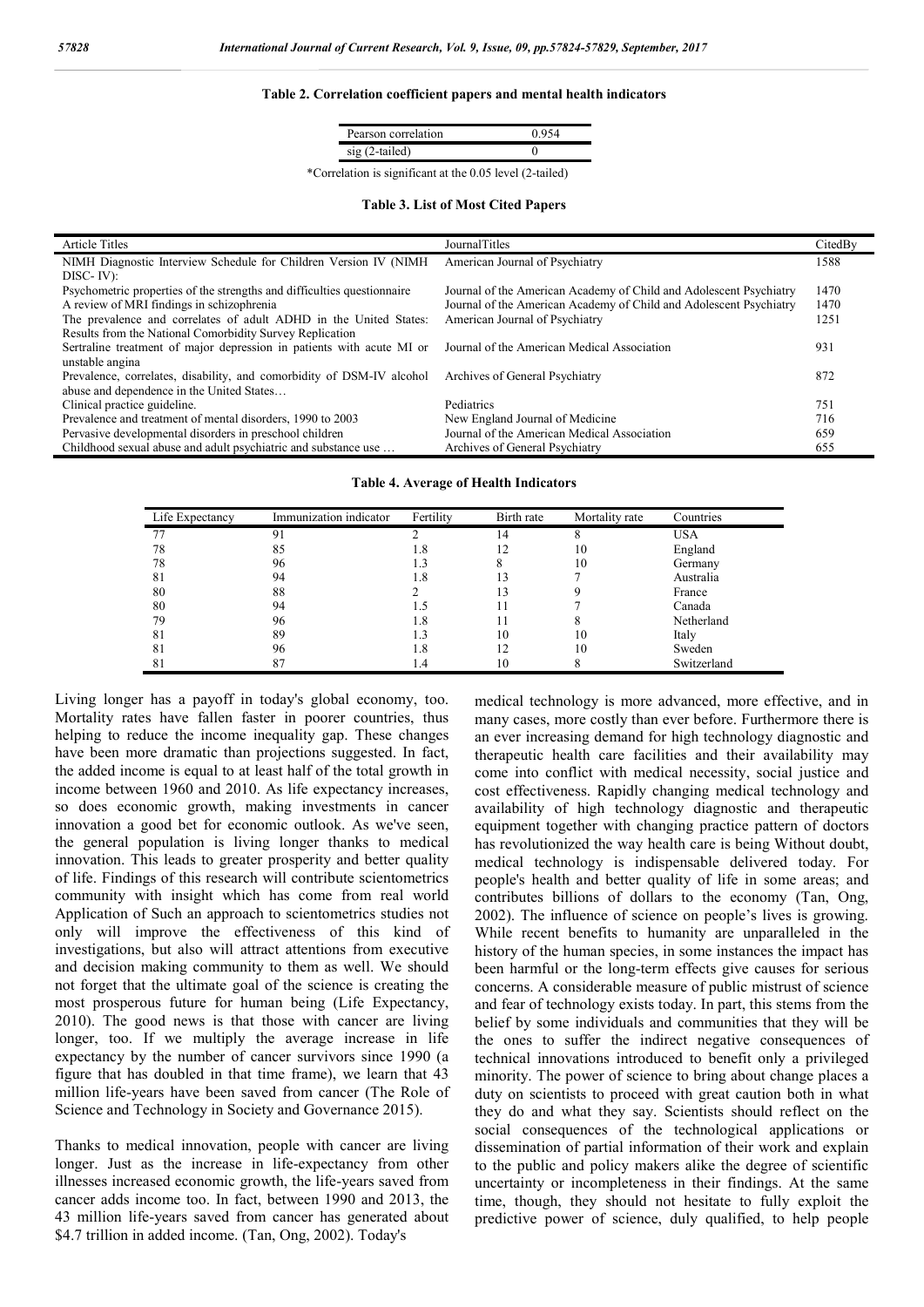**Table 2. Correlation coefficient papers and mental health indicators**

| | |
|---|---|
| Pearson correlation | 0.954 |
| sig (2-tailed) | 0 |

*Correlation is significant at the 0.05 level (2-tailed)

**Table 3. List of Most Cited Papers**

| Article Titles | JournalTitles | CitedBy |
|---|---|---|
| NIMH Diagnostic Interview Schedule for Children Version IV (NIMH DISC- IV): | American Journal of Psychiatry | 1588 |
| Psychometric properties of the strengths and difficulties questionnaire | Journal of the American Academy of Child and Adolescent Psychiatry | 1470 |
| A review of MRI findings in schizophrenia | Journal of the American Academy of Child and Adolescent Psychiatry | 1470 |
| The prevalence and correlates of adult ADHD in the United States: Results from the National Comorbidity Survey Replication | American Journal of Psychiatry | 1251 |
| Sertraline treatment of major depression in patients with acute MI or unstable angina | Journal of the American Medical Association | 931 |
| Prevalence, correlates, disability, and comorbidity of DSM-IV alcohol abuse and dependence in the United States… | Archives of General Psychiatry | 872 |
| Clinical practice guideline. | Pediatrics | 751 |
| Prevalence and treatment of mental disorders, 1990 to 2003 | New England Journal of Medicine | 716 |
| Pervasive developmental disorders in preschool children | Journal of the American Medical Association | 659 |
| Childhood sexual abuse and adult psychiatric and substance use … | Archives of General Psychiatry | 655 |

**Table 4. Average of Health Indicators**

| Life Expectancy | Immunization indicator | Fertility | Birth rate | Mortality rate | Countries |
|---|---|---|---|---|---|
| 77 | 91 | 2 | 14 | 8 | USA |
| 78 | 85 | 1.8 | 12 | 10 | England |
| 78 | 96 | 1.3 | 8 | 10 | Germany |
| 81 | 94 | 1.8 | 13 | 7 | Australia |
| 80 | 88 | 2 | 13 | 9 | France |
| 80 | 94 | 1.5 | 11 | 7 | Canada |
| 79 | 96 | 1.8 | 11 | 8 | Netherland |
| 81 | 89 | 1.3 | 10 | 10 | Italy |
| 81 | 96 | 1.8 | 12 | 10 | Sweden |
| 81 | 87 | 1.4 | 10 | 8 | Switzerland |

Living longer has a payoff in today's global economy, too. Mortality rates have fallen faster in poorer countries, thus helping to reduce the income inequality gap. These changes have been more dramatic than projections suggested. In fact, the added income is equal to at least half of the total growth in income between 1960 and 2010. As life expectancy increases, so does economic growth, making investments in cancer innovation a good bet for economic outlook. As we've seen, the general population is living longer thanks to medical innovation. This leads to greater prosperity and better quality of life. Findings of this research will contribute scientometrics community with insight which has come from real world Application of Such an approach to scientometrics studies not only will improve the effectiveness of this kind of investigations, but also will attract attentions from executive and decision making community to them as well. We should not forget that the ultimate goal of the science is creating the most prosperous future for human being (Life Expectancy, 2010). The good news is that those with cancer are living longer, too. If we multiply the average increase in life expectancy by the number of cancer survivors since 1990 (a figure that has doubled in that time frame), we learn that 43 million life-years have been saved from cancer (The Role of Science and Technology in Society and Governance 2015).

Thanks to medical innovation, people with cancer are living longer. Just as the increase in life-expectancy from other illnesses increased economic growth, the life-years saved from cancer adds income too. In fact, between 1990 and 2013, the 43 million life-years saved from cancer has generated about \$4.7 trillion in added income. (Tan, Ong, 2002). Today's medical technology is more advanced, more effective, and in many cases, more costly than ever before. Furthermore there is an ever increasing demand for high technology diagnostic and therapeutic health care facilities and their availability may come into conflict with medical necessity, social justice and cost effectiveness. Rapidly changing medical technology and availability of high technology diagnostic and therapeutic equipment together with changing practice pattern of doctors has revolutionized the way health care is being Without doubt, medical technology is indispensable delivered today. For people's health and better quality of life in some areas; and contributes billions of dollars to the economy (Tan, Ong, 2002). The influence of science on people's lives is growing. While recent benefits to humanity are unparalleled in the history of the human species, in some instances the impact has been harmful or the long-term effects give causes for serious concerns. A considerable measure of public mistrust of science and fear of technology exists today. In part, this stems from the belief by some individuals and communities that they will be the ones to suffer the indirect negative consequences of technical innovations introduced to benefit only a privileged minority. The power of science to bring about change places a duty on scientists to proceed with great caution both in what they do and what they say. Scientists should reflect on the social consequences of the technological applications or dissemination of partial information of their work and explain to the public and policy makers alike the degree of scientific uncertainty or incompleteness in their findings. At the same time, though, they should not hesitate to fully exploit the predictive power of science, duly qualified, to help people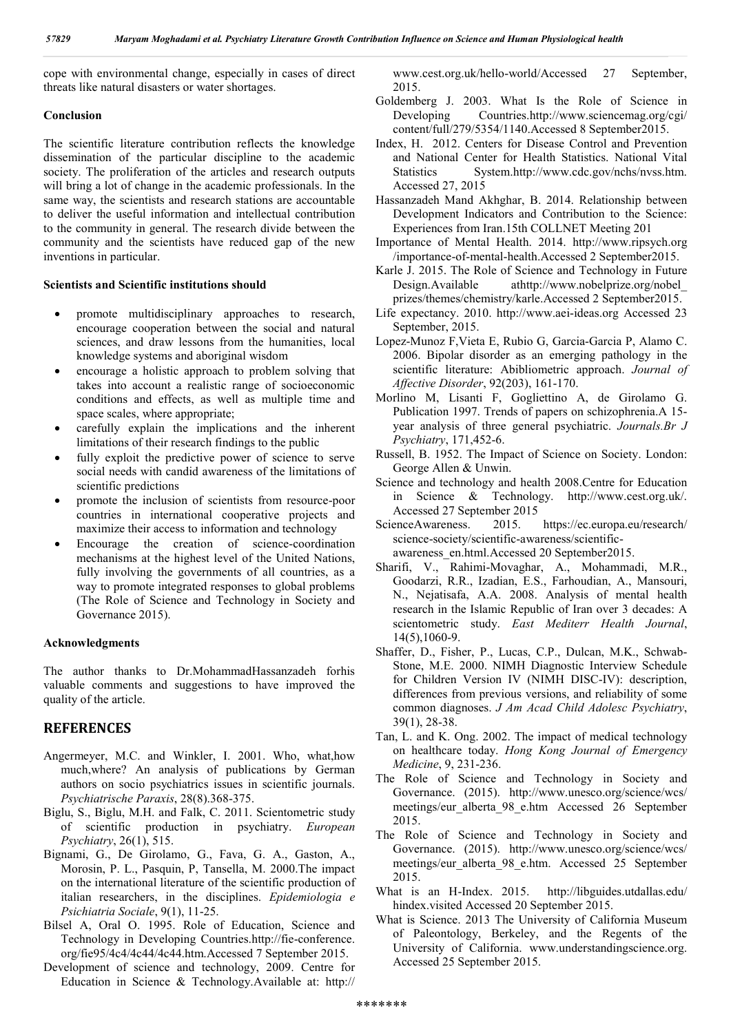cope with environmental change, especially in cases of direct threats like natural disasters or water shortages.

**Conclusion**

The scientific literature contribution reflects the knowledge dissemination of the particular discipline to the academic society. The proliferation of the articles and research outputs will bring a lot of change in the academic professionals. In the same way, the scientists and research stations are accountable to deliver the useful information and intellectual contribution to the community in general. The research divide between the community and the scientists have reduced gap of the new inventions in particular.

**Scientists and Scientific institutions should**

- promote multidisciplinary approaches to research, encourage cooperation between the social and natural sciences, and draw lessons from the humanities, local knowledge systems and aboriginal wisdom
- encourage a holistic approach to problem solving that takes into account a realistic range of socioeconomic conditions and effects, as well as multiple time and space scales, where appropriate;
- carefully explain the implications and the inherent limitations of their research findings to the public
- fully exploit the predictive power of science to serve social needs with candid awareness of the limitations of scientific predictions
- promote the inclusion of scientists from resource-poor countries in international cooperative projects and maximize their access to information and technology
- Encourage the creation of science-coordination mechanisms at the highest level of the United Nations, fully involving the governments of all countries, as a way to promote integrated responses to global problems (The Role of Science and Technology in Society and Governance 2015).

**Acknowledgments**

The author thanks to Dr.MohammadHassanzadeh forhis valuable comments and suggestions to have improved the quality of the article.

## REFERENCES

Angermeyer, M.C. and Winkler, I. 2001. Who, what,how much,where? An analysis of publications by German authors on socio psychiatrics issues in scientific journals. *Psychiatrische Paraxis*, 28(8).368-375.

Biglu, S., Biglu, M.H. and Falk, C. 2011. Scientometric study of scientific production in psychiatry. *European Psychiatry*, 26(1), 515.

Bignami, G., De Girolamo, G., Fava, G. A., Gaston, A., Morosin, P. L., Pasquin, P, Tansella, M. 2000.The impact on the international literature of the scientific production of italian researchers, in the disciplines. *Epidemiologia e Psichiatria Sociale*, 9(1), 11-25.

Bilsel A, Oral O. 1995. Role of Education, Science and Technology in Developing Countries.http://fie-conference. org/fie95/4c4/4c44/4c44.htm.Accessed 7 September 2015.

Development of science and technology, 2009. Centre for Education in Science & Technology.Available at: http:// www.cest.org.uk/hello-world/Accessed 27 September, 2015.

Goldemberg J. 2003. What Is the Role of Science in Developing Countries.http://www.sciencemag.org/cgi/ content/full/279/5354/1140.Accessed 8 September2015.

Index, H. 2012. Centers for Disease Control and Prevention and National Center for Health Statistics. National Vital Statistics System.http://www.cdc.gov/nchs/nvss.htm. Accessed 27, 2015

Hassanzadeh Mand Akhghar, B. 2014. Relationship between Development Indicators and Contribution to the Science: Experiences from Iran.15th COLLNET Meeting 201

Importance of Mental Health. 2014. http://www.ripsych.org /importance-of-mental-health.Accessed 2 September2015.

Karle J. 2015. The Role of Science and Technology in Future Design.Available athttp://www.nobelprize.org/nobel_ prizes/themes/chemistry/karle.Accessed 2 September2015.

Life expectancy. 2010. http://www.aei-ideas.org Accessed 23 September, 2015.

Lopez-Munoz F,Vieta E, Rubio G, Garcia-Garcia P, Alamo C. 2006. Bipolar disorder as an emerging pathology in the scientific literature: Abibliometric approach. *Journal of Affective Disorder*, 92(203), 161-170.

Morlino M, Lisanti F, Gogliettino A, de Girolamo G. Publication 1997. Trends of papers on schizophrenia.A 15-year analysis of three general psychiatric. *Journals.Br J Psychiatry*, 171,452-6.

Russell, B. 1952. The Impact of Science on Society. London: George Allen & Unwin.

Science and technology and health 2008.Centre for Education in Science & Technology. http://www.cest.org.uk/. Accessed 27 September 2015

ScienceAwareness. 2015. https://ec.europa.eu/research/ science-society/scientific-awareness/scientific-awareness_en.html.Accessed 20 September2015.

Sharifi, V., Rahimi-Movaghar, A., Mohammadi, M.R., Goodarzi, R.R., Izadian, E.S., Farhoudian, A., Mansouri, N., Nejatisafa, A.A. 2008. Analysis of mental health research in the Islamic Republic of Iran over 3 decades: A scientometric study. *East Mediterr Health Journal*, 14(5),1060-9.

Shaffer, D., Fisher, P., Lucas, C.P., Dulcan, M.K., Schwab-Stone, M.E. 2000. NIMH Diagnostic Interview Schedule for Children Version IV (NIMH DISC-IV): description, differences from previous versions, and reliability of some common diagnoses. *J Am Acad Child Adolesc Psychiatry*, 39(1), 28-38.

Tan, L. and K. Ong. 2002. The impact of medical technology on healthcare today. *Hong Kong Journal of Emergency Medicine*, 9, 231-236.

The Role of Science and Technology in Society and Governance. (2015). http://www.unesco.org/science/wcs/ meetings/eur_alberta_98_e.htm Accessed 26 September 2015.

The Role of Science and Technology in Society and Governance. (2015). http://www.unesco.org/science/wcs/ meetings/eur_alberta_98_e.htm. Accessed 25 September 2015.

What is an H-Index. 2015. http://libguides.utdallas.edu/ hindex.visited Accessed 20 September 2015.

What is Science. 2013 The University of California Museum of Paleontology, Berkeley, and the Regents of the University of California. www.understandingscience.org. Accessed 25 September 2015.

\*\*\*\*\*\*\*